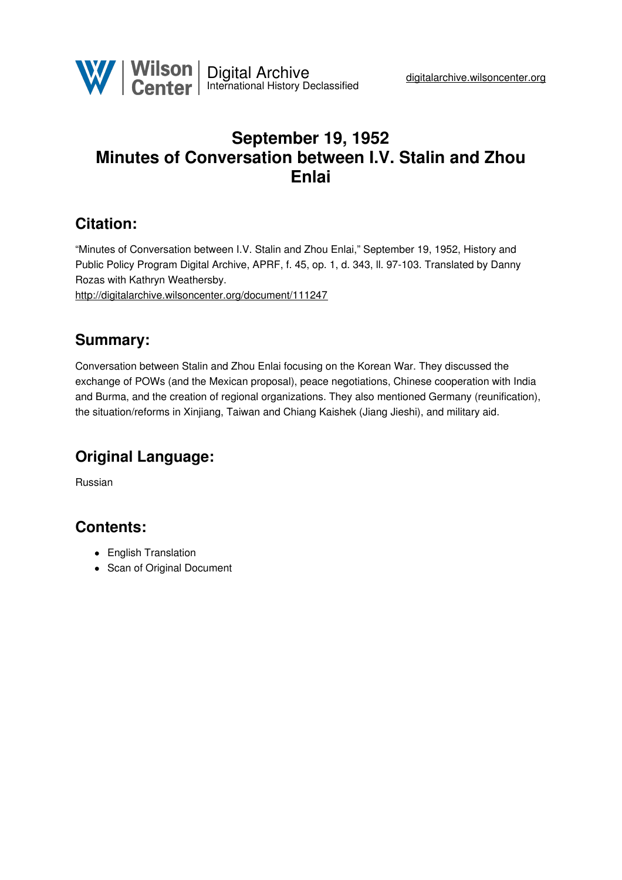# September 19, 1952
# Minutes of Conversation between I.V. Stalin and Zhou Enlai

## Citation:

"Minutes of Conversation between I.V. Stalin and Zhou Enlai," September 19, 1952, History and Public Policy Program Digital Archive, APRF, f. 45, op. 1, d. 343, ll. 97-103. Translated by Danny Rozas with Kathryn Weathersby.
http://digitalarchive.wilsoncenter.org/document/111247

## Summary:

Conversation between Stalin and Zhou Enlai focusing on the Korean War. They discussed the exchange of POWs (and the Mexican proposal), peace negotiations, Chinese cooperation with India and Burma, and the creation of regional organizations. They also mentioned Germany (reunification), the situation/reforms in Xinjiang, Taiwan and Chiang Kaishek (Jiang Jieshi), and military aid.

## Original Language:

Russian

## Contents:

- English Translation
- Scan of Original Document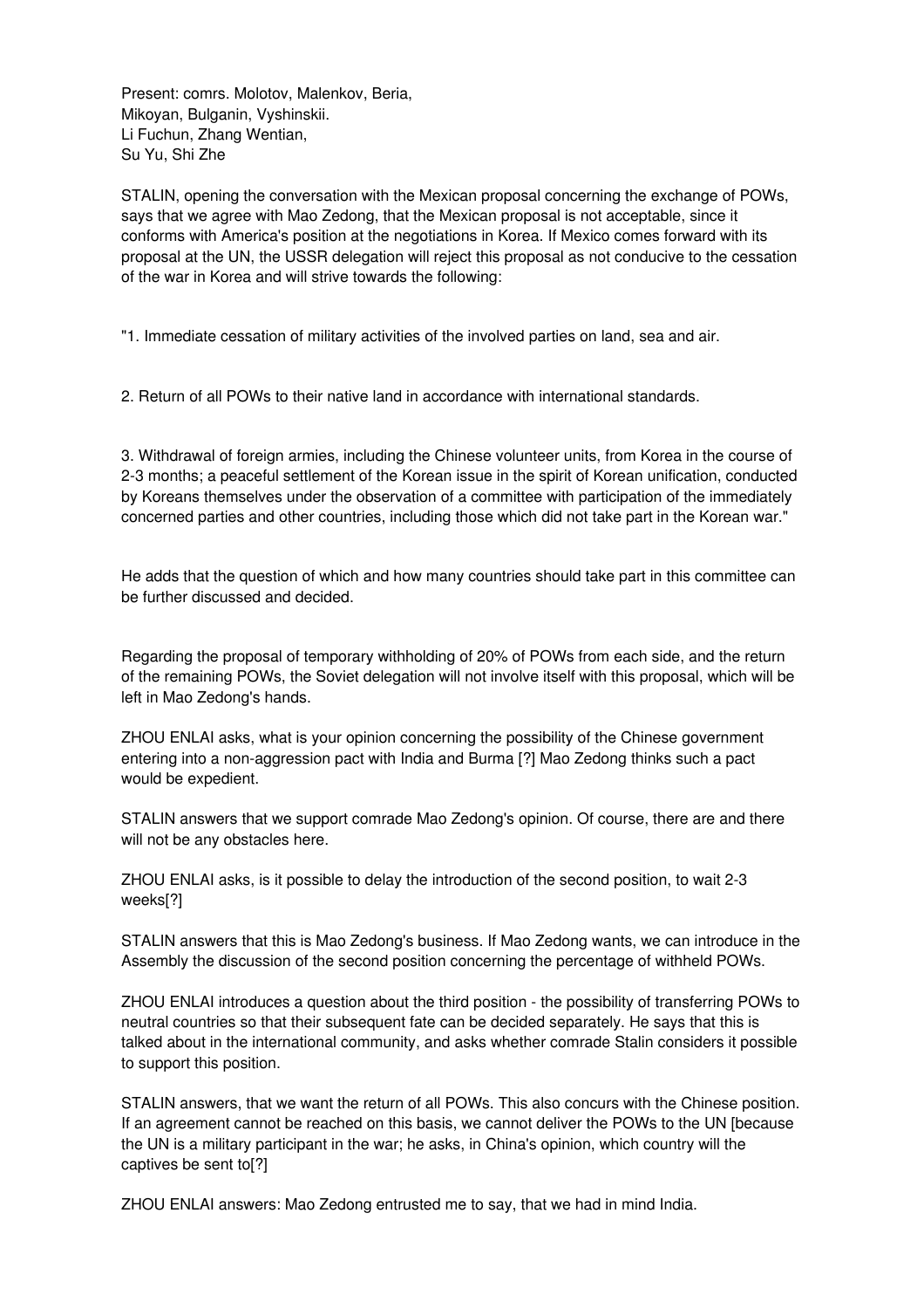Present: comrs. Molotov, Malenkov, Beria,
Mikoyan, Bulganin, Vyshinskii.
Li Fuchun, Zhang Wentian,
Su Yu, Shi Zhe

STALIN, opening the conversation with the Mexican proposal concerning the exchange of POWs, says that we agree with Mao Zedong, that the Mexican proposal is not acceptable, since it conforms with America's position at the negotiations in Korea. If Mexico comes forward with its proposal at the UN, the USSR delegation will reject this proposal as not conducive to the cessation of the war in Korea and will strive towards the following:

"1. Immediate cessation of military activities of the involved parties on land, sea and air.

2. Return of all POWs to their native land in accordance with international standards.

3. Withdrawal of foreign armies, including the Chinese volunteer units, from Korea in the course of 2-3 months; a peaceful settlement of the Korean issue in the spirit of Korean unification, conducted by Koreans themselves under the observation of a committee with participation of the immediately concerned parties and other countries, including those which did not take part in the Korean war."

He adds that the question of which and how many countries should take part in this committee can be further discussed and decided.

Regarding the proposal of temporary withholding of 20% of POWs from each side, and the return of the remaining POWs, the Soviet delegation will not involve itself with this proposal, which will be left in Mao Zedong's hands.

ZHOU ENLAI asks, what is your opinion concerning the possibility of the Chinese government entering into a non-aggression pact with India and Burma [?] Mao Zedong thinks such a pact would be expedient.

STALIN answers that we support comrade Mao Zedong's opinion. Of course, there are and there will not be any obstacles here.

ZHOU ENLAI asks, is it possible to delay the introduction of the second position, to wait 2-3 weeks[?]

STALIN answers that this is Mao Zedong's business. If Mao Zedong wants, we can introduce in the Assembly the discussion of the second position concerning the percentage of withheld POWs.

ZHOU ENLAI introduces a question about the third position - the possibility of transferring POWs to neutral countries so that their subsequent fate can be decided separately. He says that this is talked about in the international community, and asks whether comrade Stalin considers it possible to support this position.

STALIN answers, that we want the return of all POWs. This also concurs with the Chinese position. If an agreement cannot be reached on this basis, we cannot deliver the POWs to the UN [because the UN is a military participant in the war; he asks, in China's opinion, which country will the captives be sent to[?]

ZHOU ENLAI answers: Mao Zedong entrusted me to say, that we had in mind India.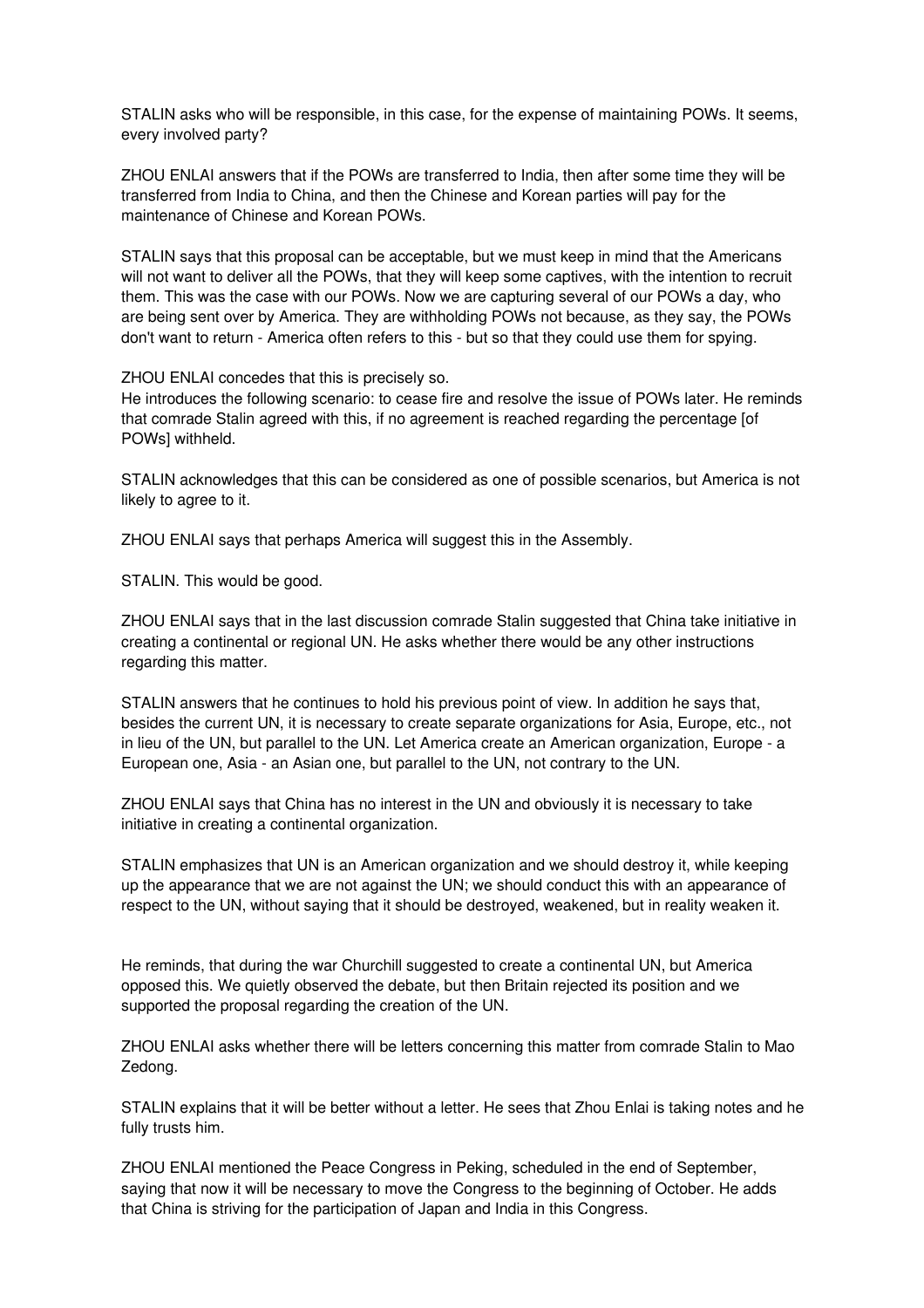STALIN asks who will be responsible, in this case, for the expense of maintaining POWs. It seems, every involved party?

ZHOU ENLAI answers that if the POWs are transferred to India, then after some time they will be transferred from India to China, and then the Chinese and Korean parties will pay for the maintenance of Chinese and Korean POWs.

STALIN says that this proposal can be acceptable, but we must keep in mind that the Americans will not want to deliver all the POWs, that they will keep some captives, with the intention to recruit them. This was the case with our POWs. Now we are capturing several of our POWs a day, who are being sent over by America. They are withholding POWs not because, as they say, the POWs don't want to return - America often refers to this - but so that they could use them for spying.

ZHOU ENLAI concedes that this is precisely so.
He introduces the following scenario: to cease fire and resolve the issue of POWs later. He reminds that comrade Stalin agreed with this, if no agreement is reached regarding the percentage [of POWs] withheld.

STALIN acknowledges that this can be considered as one of possible scenarios, but America is not likely to agree to it.

ZHOU ENLAI says that perhaps America will suggest this in the Assembly.

STALIN. This would be good.

ZHOU ENLAI says that in the last discussion comrade Stalin suggested that China take initiative in creating a continental or regional UN. He asks whether there would be any other instructions regarding this matter.

STALIN answers that he continues to hold his previous point of view. In addition he says that, besides the current UN, it is necessary to create separate organizations for Asia, Europe, etc., not in lieu of the UN, but parallel to the UN. Let America create an American organization, Europe - a European one, Asia - an Asian one, but parallel to the UN, not contrary to the UN.

ZHOU ENLAI says that China has no interest in the UN and obviously it is necessary to take initiative in creating a continental organization.

STALIN emphasizes that UN is an American organization and we should destroy it, while keeping up the appearance that we are not against the UN; we should conduct this with an appearance of respect to the UN, without saying that it should be destroyed, weakened, but in reality weaken it.

He reminds, that during the war Churchill suggested to create a continental UN, but America opposed this. We quietly observed the debate, but then Britain rejected its position and we supported the proposal regarding the creation of the UN.

ZHOU ENLAI asks whether there will be letters concerning this matter from comrade Stalin to Mao Zedong.

STALIN explains that it will be better without a letter. He sees that Zhou Enlai is taking notes and he fully trusts him.

ZHOU ENLAI mentioned the Peace Congress in Peking, scheduled in the end of September, saying that now it will be necessary to move the Congress to the beginning of October. He adds that China is striving for the participation of Japan and India in this Congress.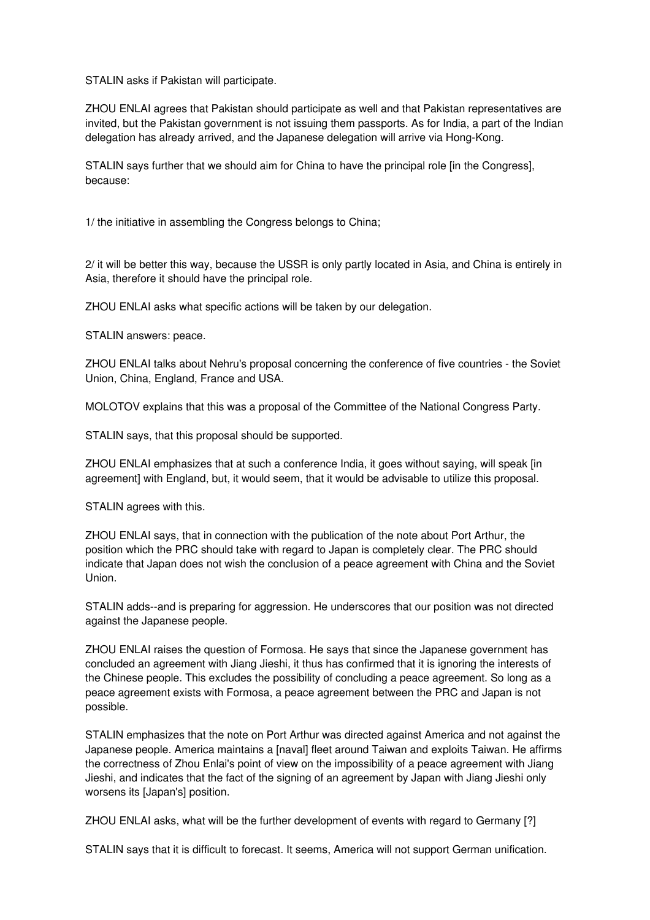STALIN asks if Pakistan will participate.

ZHOU ENLAI agrees that Pakistan should participate as well and that Pakistan representatives are invited, but the Pakistan government is not issuing them passports. As for India, a part of the Indian delegation has already arrived, and the Japanese delegation will arrive via Hong-Kong.

STALIN says further that we should aim for China to have the principal role [in the Congress], because:

1/ the initiative in assembling the Congress belongs to China;

2/ it will be better this way, because the USSR is only partly located in Asia, and China is entirely in Asia, therefore it should have the principal role.

ZHOU ENLAI asks what specific actions will be taken by our delegation.

STALIN answers: peace.

ZHOU ENLAI talks about Nehru's proposal concerning the conference of five countries - the Soviet Union, China, England, France and USA.

MOLOTOV explains that this was a proposal of the Committee of the National Congress Party.

STALIN says, that this proposal should be supported.

ZHOU ENLAI emphasizes that at such a conference India, it goes without saying, will speak [in agreement] with England, but, it would seem, that it would be advisable to utilize this proposal.

STALIN agrees with this.

ZHOU ENLAI says, that in connection with the publication of the note about Port Arthur, the position which the PRC should take with regard to Japan is completely clear. The PRC should indicate that Japan does not wish the conclusion of a peace agreement with China and the Soviet Union.

STALIN adds--and is preparing for aggression. He underscores that our position was not directed against the Japanese people.

ZHOU ENLAI raises the question of Formosa. He says that since the Japanese government has concluded an agreement with Jiang Jieshi, it thus has confirmed that it is ignoring the interests of the Chinese people. This excludes the possibility of concluding a peace agreement. So long as a peace agreement exists with Formosa, a peace agreement between the PRC and Japan is not possible.

STALIN emphasizes that the note on Port Arthur was directed against America and not against the Japanese people. America maintains a [naval] fleet around Taiwan and exploits Taiwan. He affirms the correctness of Zhou Enlai's point of view on the impossibility of a peace agreement with Jiang Jieshi, and indicates that the fact of the signing of an agreement by Japan with Jiang Jieshi only worsens its [Japan's] position.

ZHOU ENLAI asks, what will be the further development of events with regard to Germany [?]

STALIN says that it is difficult to forecast. It seems, America will not support German unification.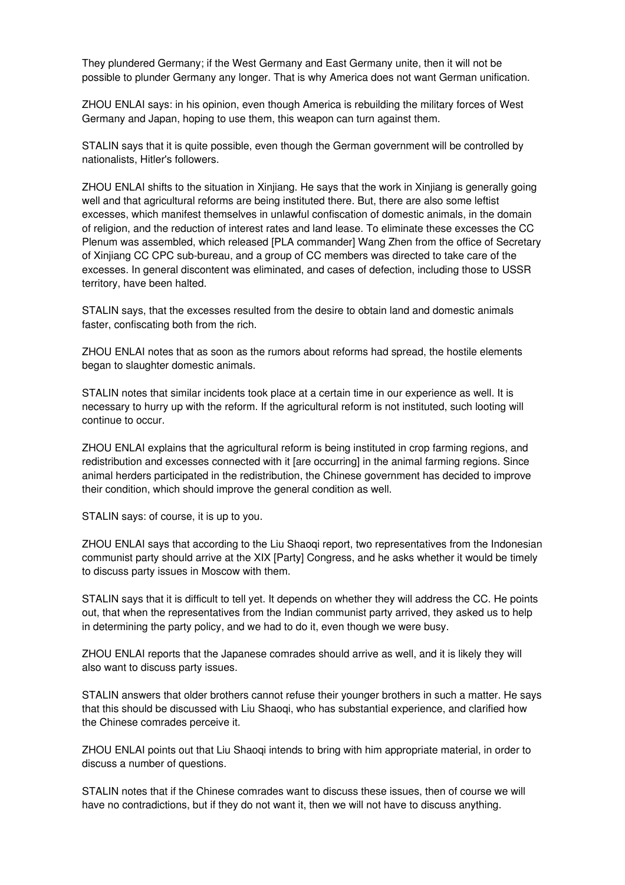They plundered Germany; if the West Germany and East Germany unite, then it will not be possible to plunder Germany any longer. That is why America does not want German unification.

ZHOU ENLAI says: in his opinion, even though America is rebuilding the military forces of West Germany and Japan, hoping to use them, this weapon can turn against them.

STALIN says that it is quite possible, even though the German government will be controlled by nationalists, Hitler's followers.

ZHOU ENLAI shifts to the situation in Xinjiang. He says that the work in Xinjiang is generally going well and that agricultural reforms are being instituted there. But, there are also some leftist excesses, which manifest themselves in unlawful confiscation of domestic animals, in the domain of religion, and the reduction of interest rates and land lease. To eliminate these excesses the CC Plenum was assembled, which released [PLA commander] Wang Zhen from the office of Secretary of Xinjiang CC CPC sub-bureau, and a group of CC members was directed to take care of the excesses. In general discontent was eliminated, and cases of defection, including those to USSR territory, have been halted.

STALIN says, that the excesses resulted from the desire to obtain land and domestic animals faster, confiscating both from the rich.

ZHOU ENLAI notes that as soon as the rumors about reforms had spread, the hostile elements began to slaughter domestic animals.

STALIN notes that similar incidents took place at a certain time in our experience as well. It is necessary to hurry up with the reform. If the agricultural reform is not instituted, such looting will continue to occur.

ZHOU ENLAI explains that the agricultural reform is being instituted in crop farming regions, and redistribution and excesses connected with it [are occurring] in the animal farming regions. Since animal herders participated in the redistribution, the Chinese government has decided to improve their condition, which should improve the general condition as well.

STALIN says: of course, it is up to you.

ZHOU ENLAI says that according to the Liu Shaoqi report, two representatives from the Indonesian communist party should arrive at the XIX [Party] Congress, and he asks whether it would be timely to discuss party issues in Moscow with them.

STALIN says that it is difficult to tell yet. It depends on whether they will address the CC. He points out, that when the representatives from the Indian communist party arrived, they asked us to help in determining the party policy, and we had to do it, even though we were busy.

ZHOU ENLAI reports that the Japanese comrades should arrive as well, and it is likely they will also want to discuss party issues.

STALIN answers that older brothers cannot refuse their younger brothers in such a matter. He says that this should be discussed with Liu Shaoqi, who has substantial experience, and clarified how the Chinese comrades perceive it.

ZHOU ENLAI points out that Liu Shaoqi intends to bring with him appropriate material, in order to discuss a number of questions.

STALIN notes that if the Chinese comrades want to discuss these issues, then of course we will have no contradictions, but if they do not want it, then we will not have to discuss anything.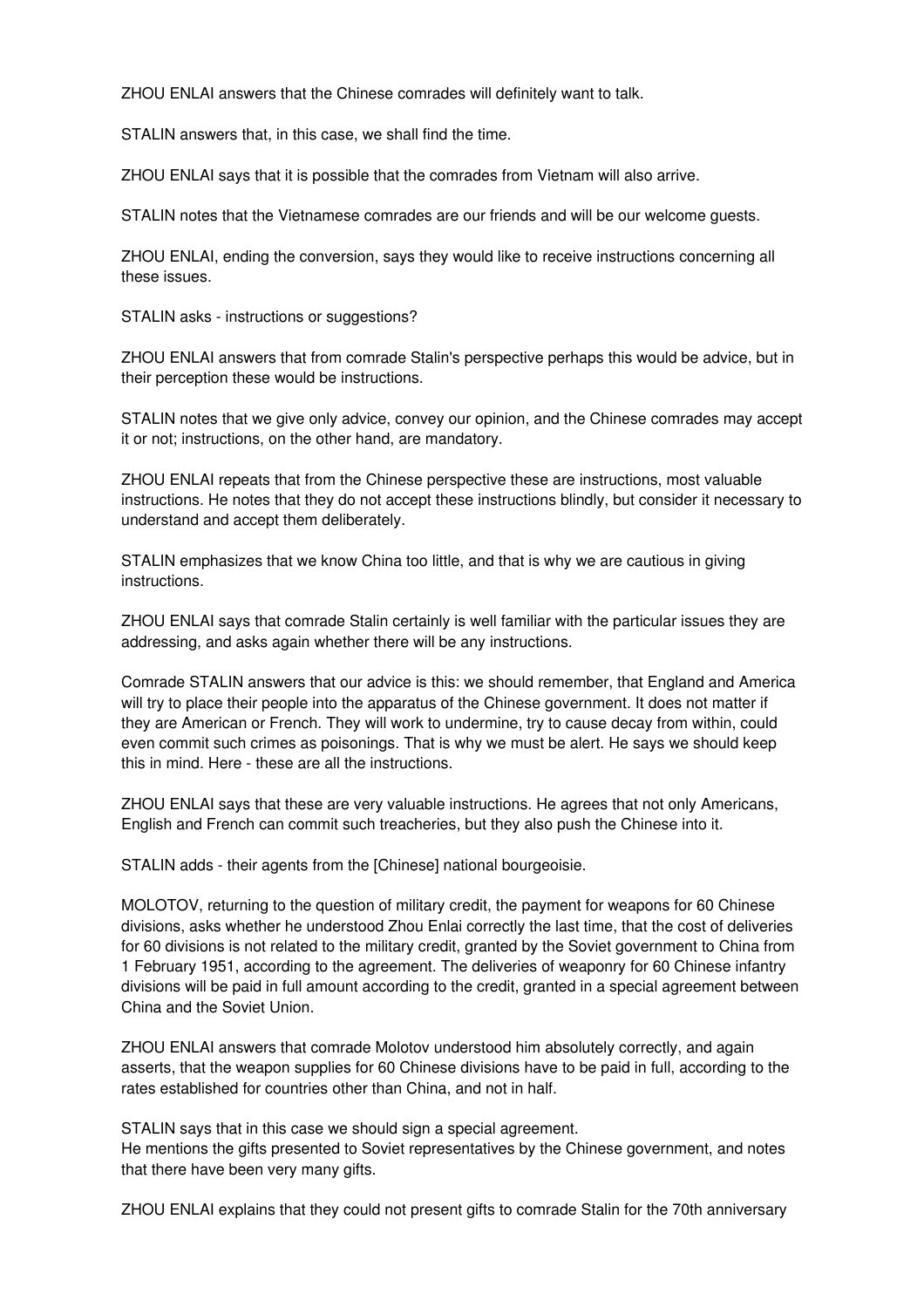ZHOU ENLAI answers that the Chinese comrades will definitely want to talk.

STALIN answers that, in this case, we shall find the time.

ZHOU ENLAI says that it is possible that the comrades from Vietnam will also arrive.

STALIN notes that the Vietnamese comrades are our friends and will be our welcome guests.

ZHOU ENLAI, ending the conversion, says they would like to receive instructions concerning all these issues.

STALIN asks - instructions or suggestions?

ZHOU ENLAI answers that from comrade Stalin's perspective perhaps this would be advice, but in their perception these would be instructions.

STALIN notes that we give only advice, convey our opinion, and the Chinese comrades may accept it or not; instructions, on the other hand, are mandatory.

ZHOU ENLAI repeats that from the Chinese perspective these are instructions, most valuable instructions. He notes that they do not accept these instructions blindly, but consider it necessary to understand and accept them deliberately.

STALIN emphasizes that we know China too little, and that is why we are cautious in giving instructions.

ZHOU ENLAI says that comrade Stalin certainly is well familiar with the particular issues they are addressing, and asks again whether there will be any instructions.

Comrade STALIN answers that our advice is this: we should remember, that England and America will try to place their people into the apparatus of the Chinese government. It does not matter if they are American or French. They will work to undermine, try to cause decay from within, could even commit such crimes as poisonings. That is why we must be alert. He says we should keep this in mind. Here - these are all the instructions.

ZHOU ENLAI says that these are very valuable instructions. He agrees that not only Americans, English and French can commit such treacheries, but they also push the Chinese into it.

STALIN adds - their agents from the [Chinese] national bourgeoisie.

MOLOTOV, returning to the question of military credit, the payment for weapons for 60 Chinese divisions, asks whether he understood Zhou Enlai correctly the last time, that the cost of deliveries for 60 divisions is not related to the military credit, granted by the Soviet government to China from 1 February 1951, according to the agreement. The deliveries of weaponry for 60 Chinese infantry divisions will be paid in full amount according to the credit, granted in a special agreement between China and the Soviet Union.

ZHOU ENLAI answers that comrade Molotov understood him absolutely correctly, and again asserts, that the weapon supplies for 60 Chinese divisions have to be paid in full, according to the rates established for countries other than China, and not in half.

STALIN says that in this case we should sign a special agreement.
He mentions the gifts presented to Soviet representatives by the Chinese government, and notes that there have been very many gifts.

ZHOU ENLAI explains that they could not present gifts to comrade Stalin for the 70th anniversary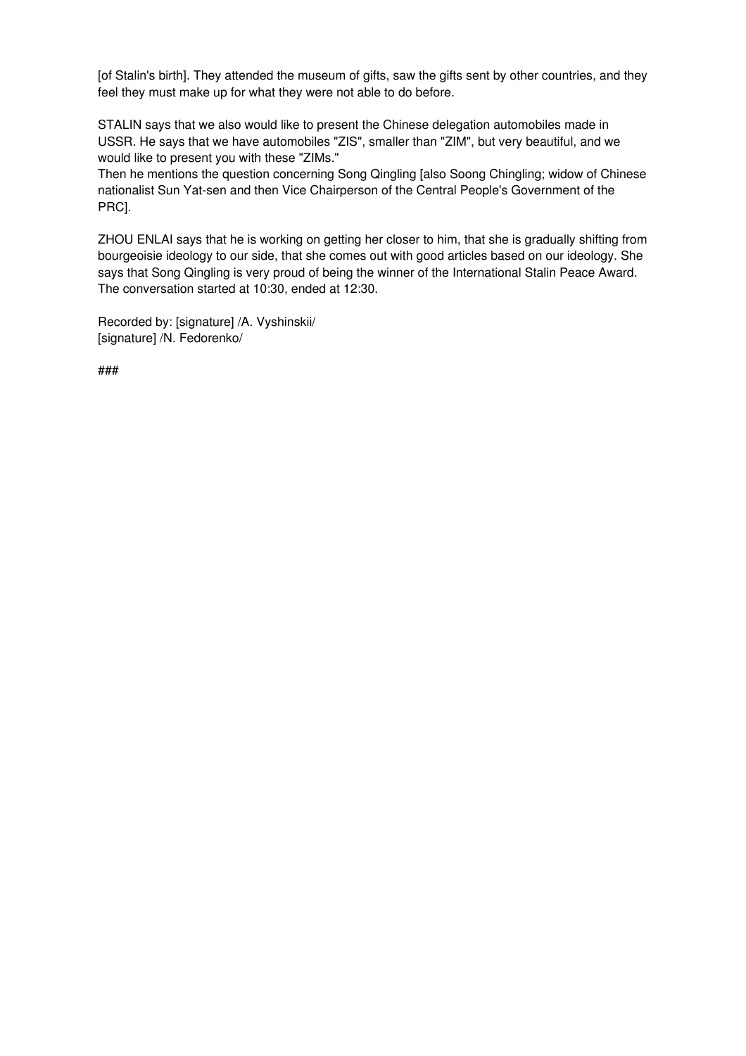[of Stalin's birth]. They attended the museum of gifts, saw the gifts sent by other countries, and they feel they must make up for what they were not able to do before.

STALIN says that we also would like to present the Chinese delegation automobiles made in USSR. He says that we have automobiles "ZIS", smaller than "ZIM", but very beautiful, and we would like to present you with these "ZIMs."
Then he mentions the question concerning Song Qingling [also Soong Chingling; widow of Chinese nationalist Sun Yat-sen and then Vice Chairperson of the Central People's Government of the PRC].

ZHOU ENLAI says that he is working on getting her closer to him, that she is gradually shifting from bourgeoisie ideology to our side, that she comes out with good articles based on our ideology. She says that Song Qingling is very proud of being the winner of the International Stalin Peace Award.
The conversation started at 10:30, ended at 12:30.

Recorded by: [signature] /A. Vyshinskii/
[signature] /N. Fedorenko/

###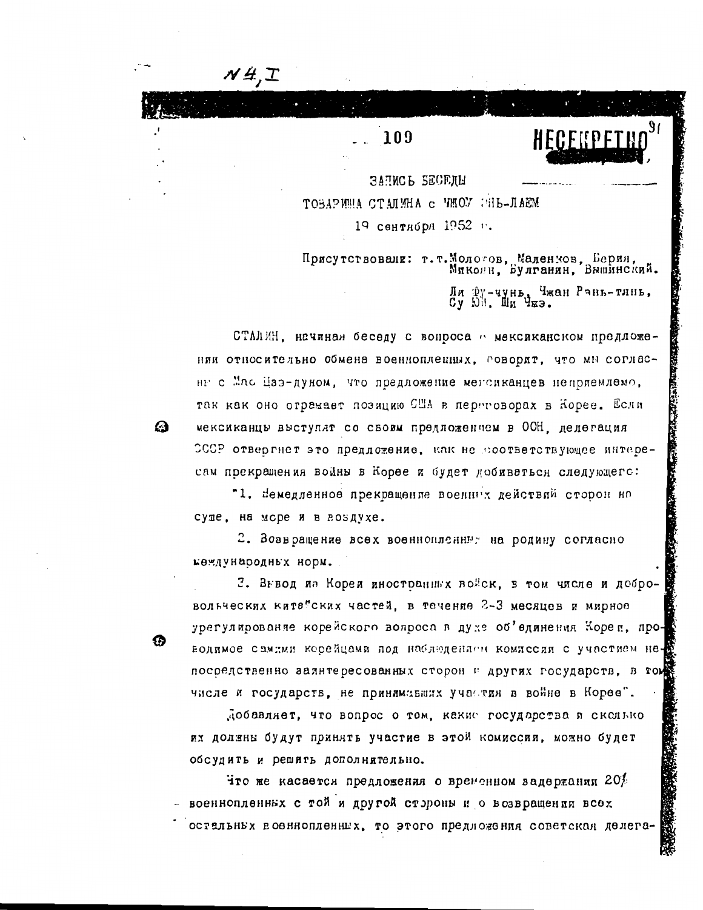N4,I

109

НЕСЕКРЕТНО

ЗАПИСЬ БЕСЕДЫ
ТОВАРИЩА СТАЛИНА с ЧЖОУ ЭНЬ-ЛАЕМ
19 сентября 1952 г.

Присутствовали: т.т.Молотов, Маленков, Берия, Микоян, Булганин, Вышинский.
Ли Фу-чунь, Чжан Вэнь-тянь, Су Юй, Ши Чжэ.

СТАЛИН, начиная беседу с вопроса о мексиканском предложении относительно обмена военнопленных, говорит, что мы согласны с Мао Цзэ-дуном, что предложение мексиканцев неприемлемо, так как оно отражает позицию США в переговорах в Корее. Если мексиканцы выступят со своим предложением в ООН, делегация СССР отвергнет это предложение, как не соответствующее интересам прекращения войны в Корее и будет добиваться следующего:

"1. Немедленное прекращение военных действий сторон на суше, на море и в воздухе.

2. Возвращение всех военнопленных на родину согласно международных норм.

3. Вывод из Кореи иностранных войск, в том числе и добровольческих китайских частей, в течение 2-3 месяцев и мирное урегулирование корейского вопроса в духе объединения Кореи, проводимое самими корейцами под наблюдением комиссии с участием непосредственно заинтересованных сторон и других государств, в том числе и государств, не принимавших участия в войне в Корее".

Добавляет, что вопрос о том, какие государства и сколько их должны будут принять участие в этой комиссии, можно будет обсудить и решить дополнительно.

Что же касается предложения о временном задержании 20% военнопленных с той и другой стороны и о возвращении всех остальных военнопленных, то этого предложения советская делега-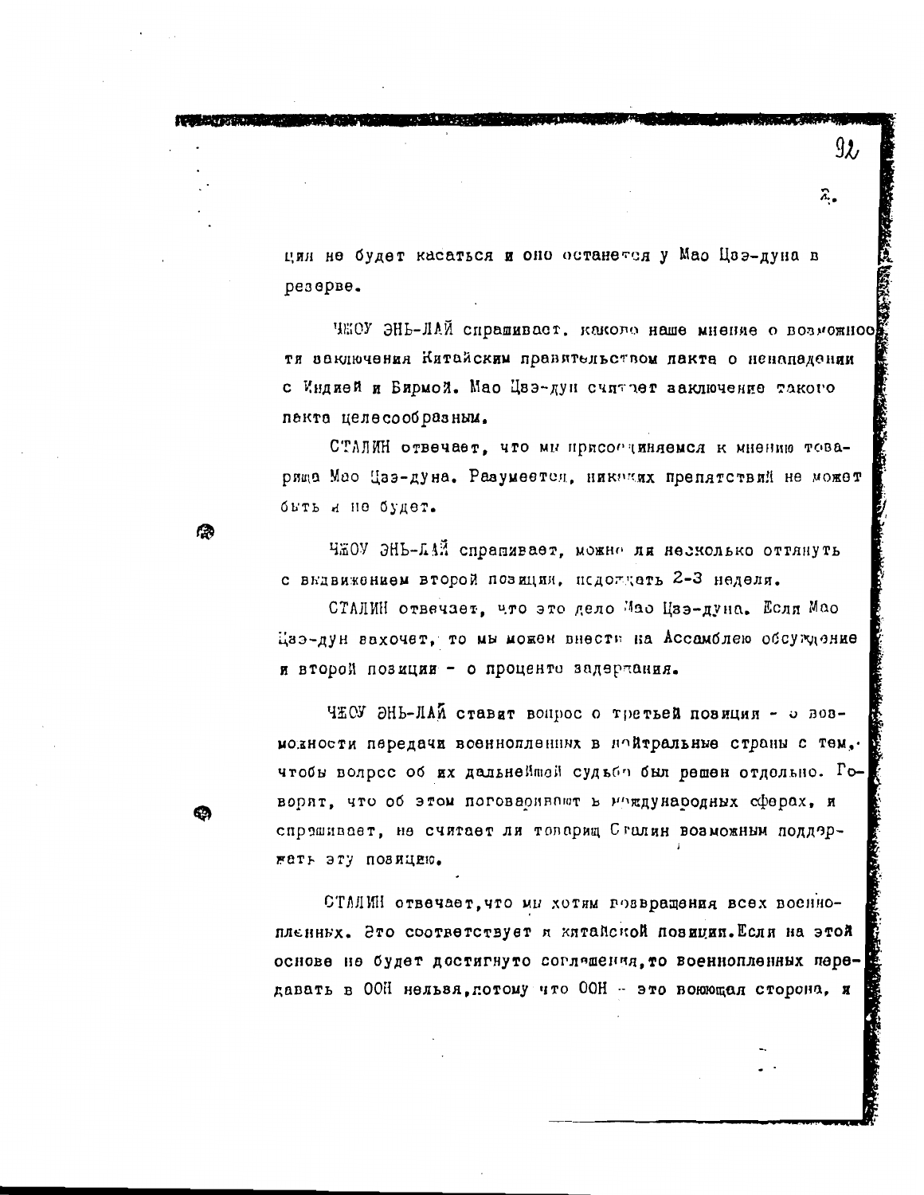ция не будет касаться и оно останется у Мао Цзэ-дуна в резерве.

ЧЖОУ ЭНЬ-ЛАЙ спрашивает, каково наше мнение о возможности заключения Китайским правительством пакта о ненападении с Индией и Бирмой. Мао Цзэ-дун считает заключение такого пакта целесообразным.

СТАЛИН отвечает, что мы присоединяемся к мнению товарища Мао Цзэ-дуна. Разумеется, никаких препятствий не может быть и не будет.

ЧЖОУ ЭНЬ-ЛАЙ спрашивает, можно ли несколько оттянуть с выдвижением второй позиции, подождать 2-3 недели.

СТАЛИН отвечает, что это дело Мао Цзэ-дуна. Если Мао Цзэ-дун захочет, то мы можем внести на Ассамблею обсуждение и второй позиции - о проценте задержания.

ЧЖОУ ЭНЬ-ЛАЙ ставит вопрос о третьей позиции - о возможности передачи военнопленных в нейтральные страны с тем, чтобы вопрос об их дальнейшей судьбе был решен отдельно. Говорит, что об этом поговаривают в международных сферах, и спрашивает, не считает ли товарищ Сталин возможным поддержать эту позицию.

СТАЛИН отвечает, что мы хотим возвращения всех военнопленных. Это соответствует и китайской позиции. Если на этой основе не будет достигнуто соглашения, то военнопленных передавать в ООН нельзя, потому что ООН - это воюющая сторона, и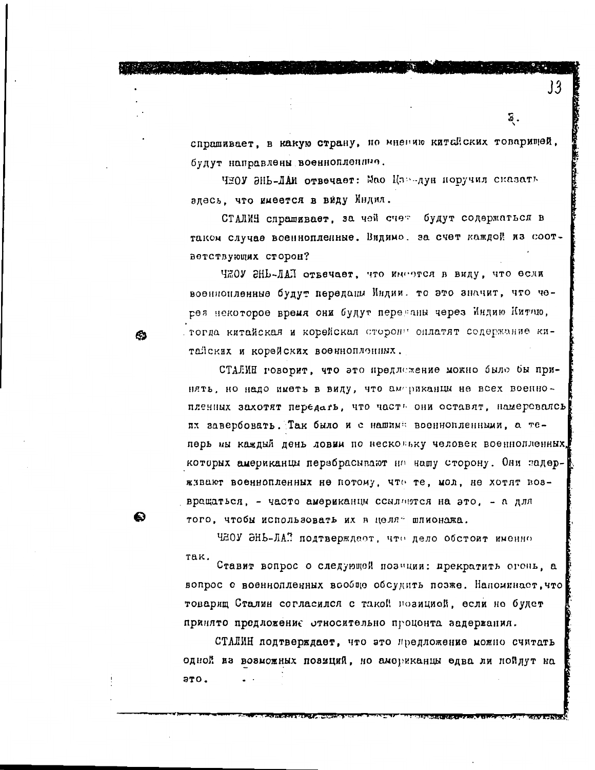спрашивает, в какую страну, по мнению китайских товарищей, будут направлены военнопленные.

ЧЖОУ ЭНЬ-ЛАИ отвечает: Мао Цзэ-дун поручил сказать здесь, что имеется в виду Индия.

СТАЛИН спрашивает, за чей счет будут содержаться в таком случае военнопленные. Видимо, за счет каждой из соответствующих сторон?

ЧЖОУ ЭНЬ-ЛАЙ отвечает, что имеется в виду, что если военнопленные будут переданы Индии, то это значит, что через некоторое время они будут переданы через Индию Китаю, тогда китайская и корейская стороны оплатят содержание китайских и корейских военнопленных.

СТАЛИН говорит, что это предложение можно было бы принять, но надо иметь в виду, что американцы не всех военнопленных захотят передать, что часть они оставят, намереваясь их завербовать. Так было и с нашими военнопленными, а теперь мы каждый день ловим по нескольку человек военнопленных, которых американцы перебрасывают на нашу сторону. Они задерживают военнопленных не потому, что те, мол, не хотят возвращаться, - часто американцы ссылаются на это, - а для того, чтобы использовать их в целях шпионажа.

ЧЖОУ ЭНЬ-ЛАЙ подтверждает, что дело обстоит именно так.

Ставит вопрос о следующей позиции: прекратить огонь, а вопрос о военнопленных вообще обсудить позже. Напоминает, что товарищ Сталин согласился с такой позицией, если не будет принято предложение относительно процента задержания.

СТАЛИН подтверждает, что это предложение можно считать одной из возможных позиций, но американцы едва ли пойдут на это.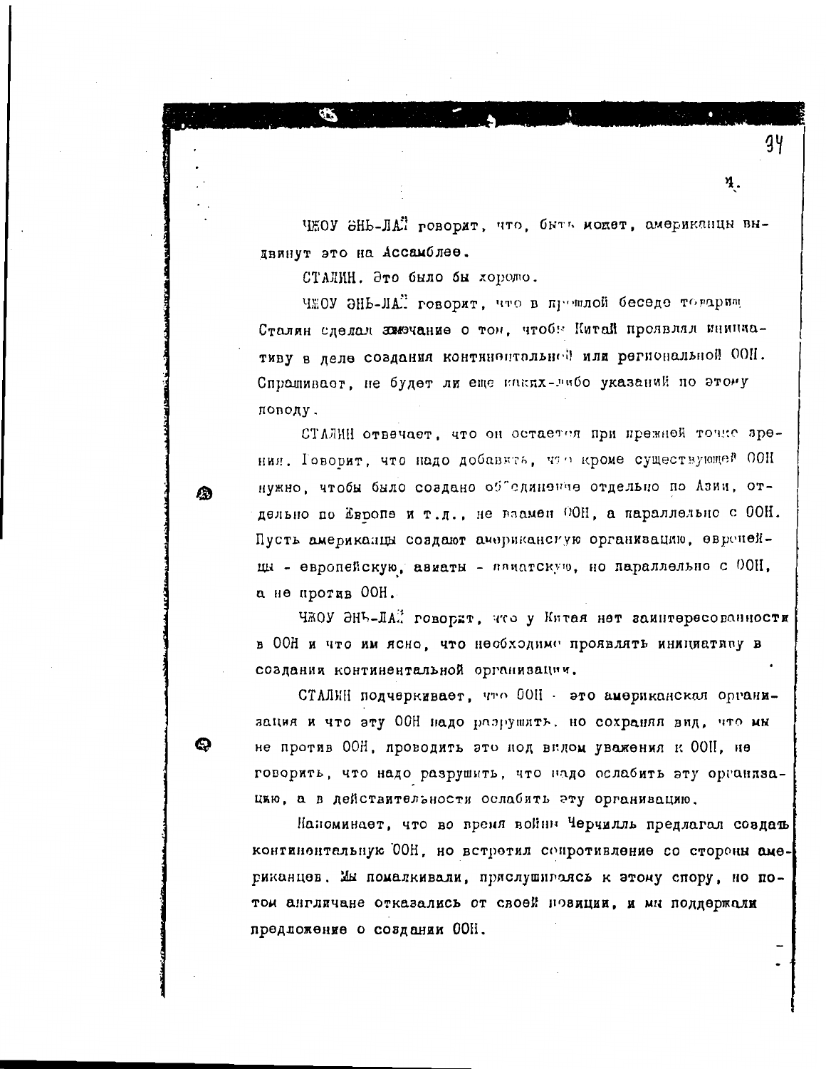ЧЖОУ ЭНЬ-ЛАЙ говорит, что, быть может, американцы выдвинут это на Ассамблее.

СТАЛИН. Это было бы хорошо.

ЧЖОУ ЭНЬ-ЛАЙ говорит, что в прошлой беседе товарищ Сталин сделал замечание о том, чтобы Китай проявлял инициативу в деле создания континентальной или региональной ООН. Спрашивает, не будет ли еще каких-либо указаний по этому поводу.

СТАЛИН отвечает, что он остается при прежней точке зрения. Говорит, что надо добавить, что кроме существующей ООН нужно, чтобы было создано объединение отдельно по Азии, отдельно по Европе и т.д., не взамен ООН, а параллельно с ООН. Пусть американцы создают американскую организацию, европейцы - европейскую, азиаты - азиатскую, но параллельно с ООН, а не против ООН.

ЧЖОУ ЭНЬ-ЛАЙ говорит, что у Китая нет заинтересованности в ООН и что им ясно, что необходимо проявлять инициативу в создании континентальной организации.

СТАЛИН подчеркивает, что ООН - это американская организация и что эту ООН надо разрушить, но сохраняя вид, что мы не против ООН, проводить это под видом уважения к ООН, не говорить, что надо разрушить, что надо ослабить эту организацию, а в действительности ослабить эту организацию.

Напоминает, что во время войны Черчилль предлагал создать континентальную ООН, но встретил сопротивление со стороны американцев. Мы помалкивали, прислушиваясь к этому спору, но потом англичане отказались от своей позиции, и мы поддержали предложение о создании ООН.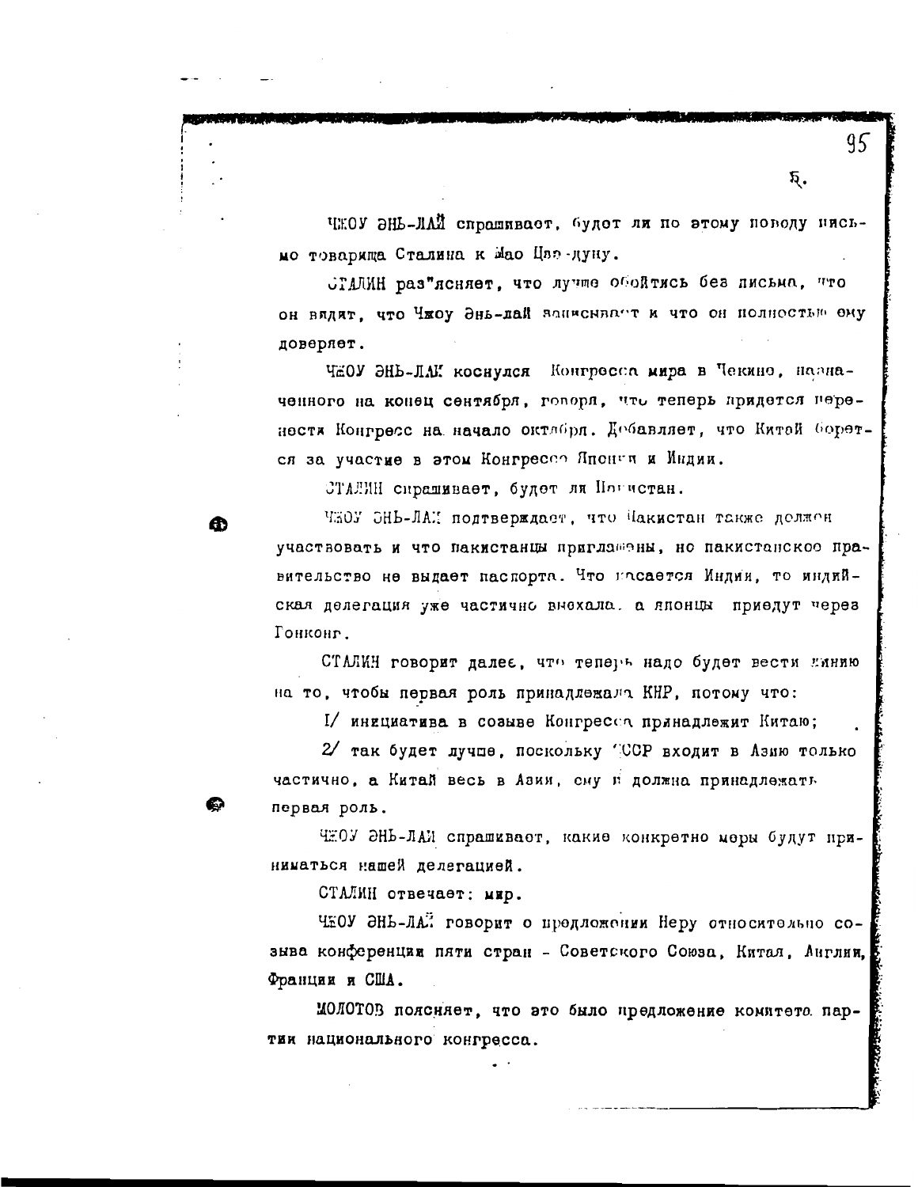ЧЖОУ ЭНЬ-ЛАЙ спрашивает, будет ли по этому поводу письмо товарища Сталина к Мао Цзэ-дуну.

СТАЛИН раз"ясняет, что лучше обойтись без письма, что он видит, что Чжоу Энь-лай записывает и что он полностью ему доверяет.

ЧЖОУ ЭНЬ-ЛАЙ коснулся Конгресса мира в Пекино, назначенного на конец сентября, говоря, что теперь придется перенести Конгресс на начало октября. Добавляет, что Китай борется за участие в этом Конгрессе Японии и Индии.

СТАЛИН спрашивает, будет ли Пакистан.

ЧЖОУ ЭНЬ-ЛАЙ подтверждает, что Пакистан также должен участвовать и что пакистанцы приглашены, но пакистанское правительство не выдает паспорта. Что касается Индии, то индийская делегация уже частично выехала, а японцы приедут через Гонконг.

СТАЛИН говорит далее, что теперь надо будет вести линию на то, чтобы первая роль принадлежала КНР, потому что:

1/ инициатива в созыве Конгресса принадлежит Китаю;

2/ так будет лучше, поскольку СССР входит в Азию только частично, а Китай весь в Азии, ему и должна принадлежать первая роль.

ЧЖОУ ЭНЬ-ЛАЙ спрашивает, какие конкретно меры будут приниматься нашей делегацией.

СТАЛИН отвечает: мир.

ЧЖОУ ЭНЬ-ЛАЙ говорит о предложении Неру относительно созыва конференции пяти стран - Советского Союза, Китая, Англии, Франции и США.

МОЛОТОВ поясняет, что это было предложение комитета партии национального конгресса.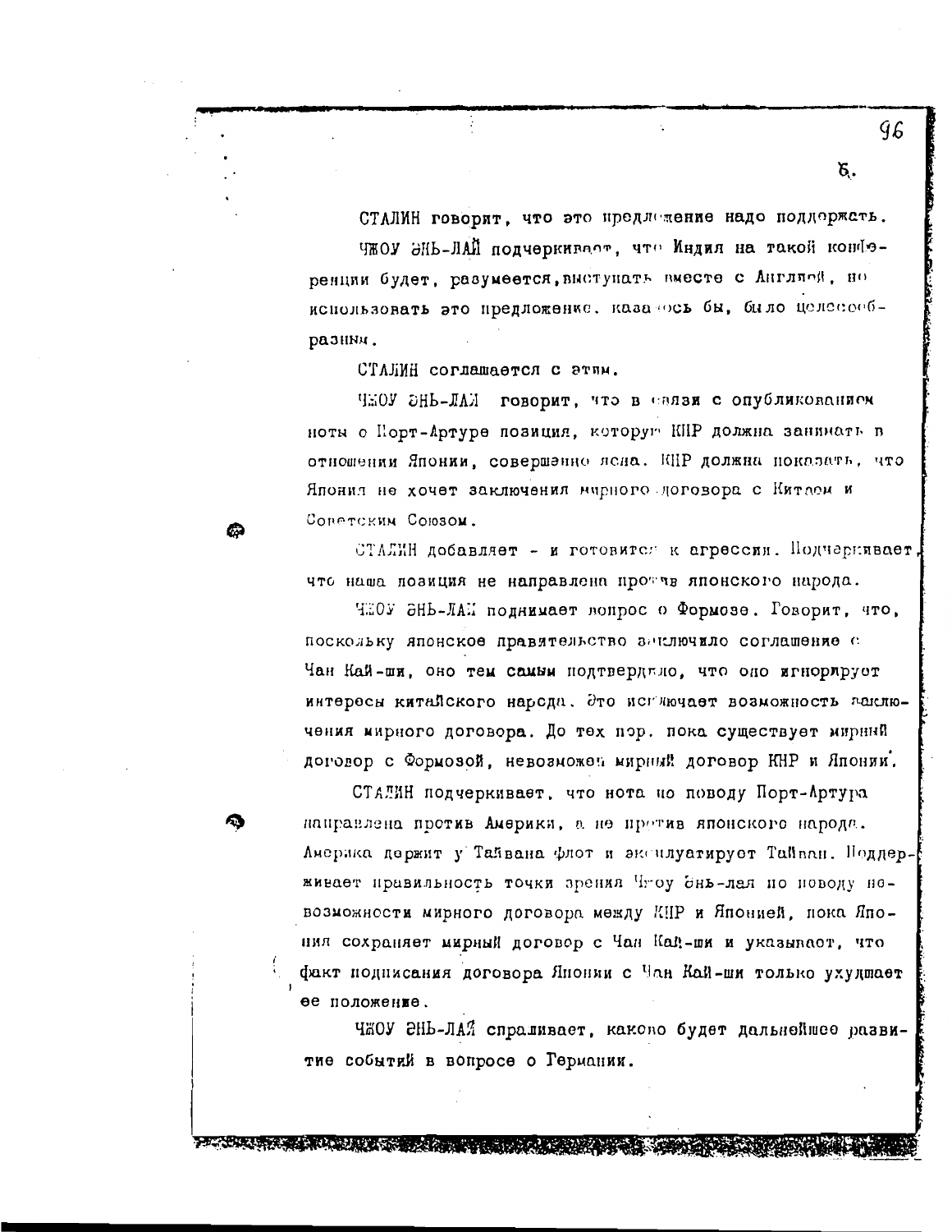СТАЛИН говорит, что это предложение надо поддержать.

ЧЖОУ ЭНЬ-ЛАЙ подчеркивает, что Индия на такой конференции будет, разумеется, выступать вместе с Англией, но использовать это предложение, казалось бы, было целесообразным.

СТАЛИН соглашается с этим.

ЧЖОУ ЭНЬ-ЛАЙ говорит, что в связи с опубликованием ноты о Порт-Артуре позиция, которую КНР должна занимать в отношении Японии, совершенно ясна. КНР должна показать, что Япония не хочет заключения мирного договора с Китаем и Советским Союзом.

СТАЛИН добавляет - и готовится к агрессии. Подчеркивает, что наша позиция не направлена против японского народа.

ЧЖОУ ЭНЬ-ЛАЙ поднимает вопрос о Формозе. Говорит, что, поскольку японское правительство заключило соглашение с Чан Кай-ши, оно тем самым подтвердило, что оно игнорирует интересы китайского народа. Это исключает возможность заключения мирного договора. До тех пор, пока существует мирный договор с Формозой, невозможен мирный договор КНР и Японии.

СТАЛИН подчеркивает, что нота по поводу Порт-Артура направлена против Америки, а не против японского народа. Америка держит у Тайвана флот и эксплуатирует Тайвань. Поддерживает правильность точки зрения Чжоу Энь-лая по поводу невозможности мирного договора между КНР и Японией, пока Япония сохраняет мирный договор с Чан Кай-ши и указывает, что факт подписания договора Японии с Чан Кай-ши только ухудшает ее положение.

ЧЖОУ ЭНЬ-ЛАЙ спрашивает, каково будет дальнейшее развитие событий в вопросе о Германии.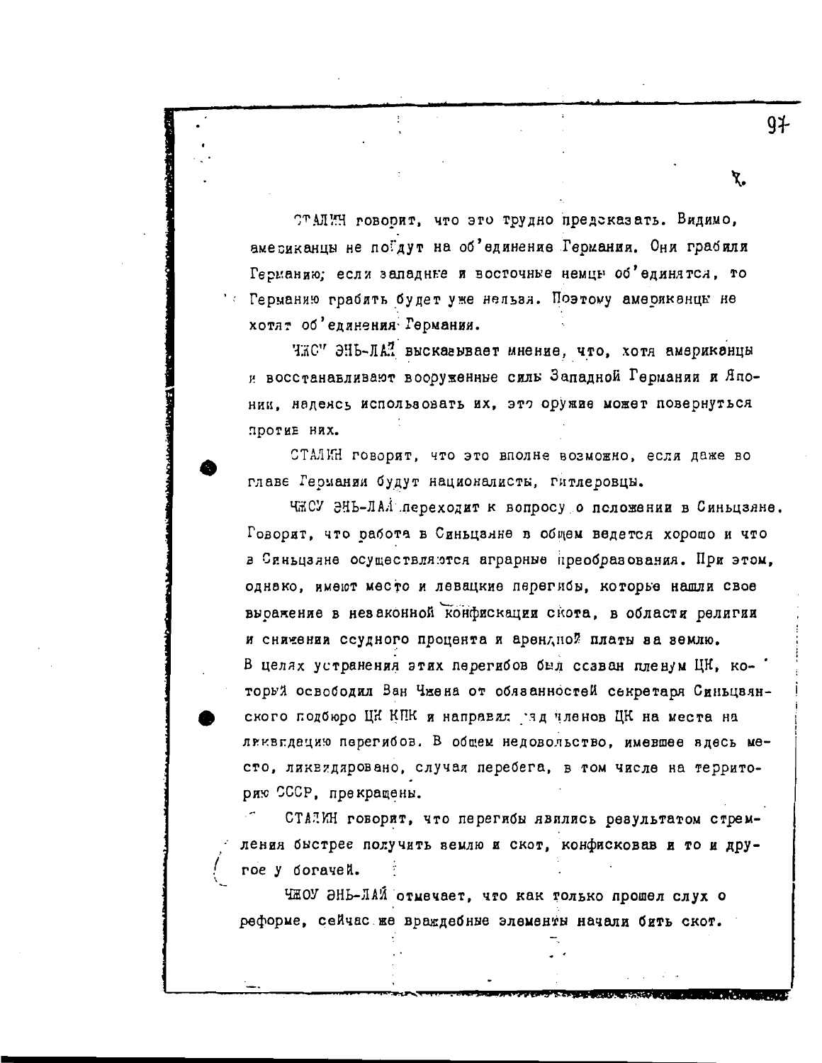СТАЛИН говорит, что это трудно предсказать. Видимо, американцы не пойдут на об'единение Германии. Они грабили Германию; если западные и восточные немцы об'единятся, то Германию грабить будет уже нельзя. Поэтому американцы не хотят об'единения Германии.

ЧЖОУ ЭНЬ-ЛАЙ высказывает мнение, что, хотя американцы и восстанавливают вооруженные силы Западной Германии и Японии, надеясь использовать их, это оружие может повернуться против них.

СТАЛИН говорит, что это вполне возможно, если даже во главе Германии будут националисты, гитлеровцы.

ЧЖОУ ЭНЬ-ЛАЙ переходит к вопросу о положении в Синьцзяне. Говорит, что работа в Синьцзяне в общем ведется хорошо и что в Синьцзяне осуществляются аграрные преобразования. При этом, однако, имеют место и левацкие перегибы, которые нашли свое выражение в незаконной конфискации скота, в области религии и снижении ссудного процента и арендной платы за землю. В целях устранения этих перегибов был созван пленум ЦК, который освободил Ван Чжена от обязанностей секретаря Синьцзянского подбюро ЦК КПК и направил ряд членов ЦК на места на ликвидацию перегибов. В общем недовольство, имевшее здесь место, ликвидировано, случаи перебега, в том числе на территорию СССР, прекращены.

СТАЛИН говорит, что перегибы явились результатом стремления быстрее получить землю и скот, конфисковав и то и другое у богачей.

ЧЖОУ ЭНЬ-ЛАЙ отмечает, что как только прошел слух о реформе, сейчас же враждебные элементы начали бить скот.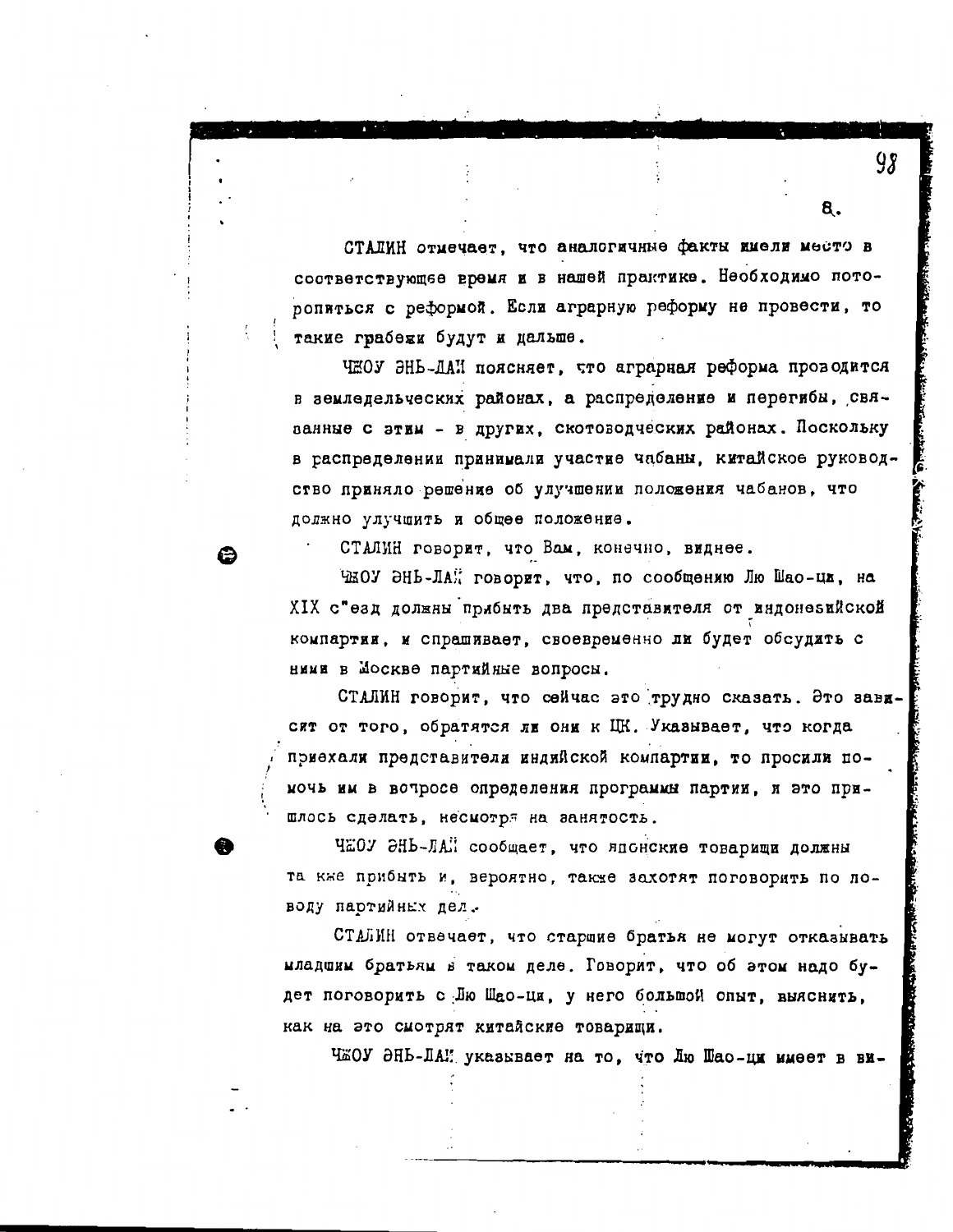СТАЛИН отмечает, что аналогичные факты имели место в соответствующее время и в нашей практике. Необходимо поторопиться с реформой. Если аграрную реформу не провести, то такие грабежи будут и дальше.

ЧЖОУ ЭНЬ-ЛАЙ поясняет, что аграрная реформа проводится в земледельческих районах, а распределение и перегибы, связанные с этим - в других, скотоводческих районах. Поскольку в распределении принимали участие чабаны, китайское руководство приняло решение об улучшении положения чабанов, что должно улучшить и общее положение.

СТАЛИН говорит, что Вам, конечно, виднее.

ЧЖОУ ЭНЬ-ЛАЙ говорит, что, по сообщению Лю Шао-ци, на XIX съезд должны прибыть два представителя от индонезийской компартии, и спрашивает, своевременно ли будет обсудить с ними в Москве партийные вопросы.

СТАЛИН говорит, что сейчас это трудно сказать. Это зависит от того, обратятся ли они к ЦК. Указывает, что когда приехали представители индийской компартии, то просили помочь им в вопросе определения программы партии, и это пришлось сделать, несмотря на занятость.

ЧЖОУ ЭНЬ-ЛАЙ сообщает, что японские товарищи должны так же прибыть и, вероятно, также захотят поговорить по поводу партийных дел.

СТАЛИН отвечает, что старшие братья не могут отказывать младшим братьям в таком деле. Говорит, что об этом надо будет поговорить с Лю Шао-ци, у него большой опыт, выяснить, как на это смотрят китайские товарищи.

ЧЖОУ ЭНЬ-ЛАЙ указывает на то, что Лю Шао-ци имеет в ви-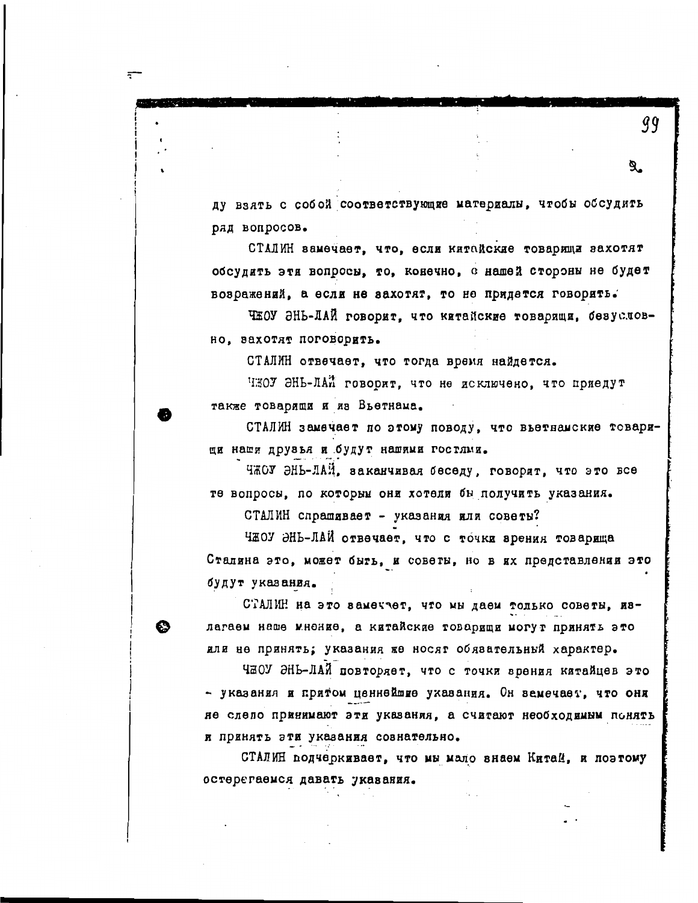ду взять с собой соответствующие материалы, чтобы обсудить ряд вопросов.

СТАЛИН замечает, что, если китайские товарищи захотят обсудить эти вопросы, то, конечно, с нашей стороны не будет возражений, а если не захотят, то не придется говорить.

ЧЖОУ ЭНЬ-ЛАЙ говорит, что китайские товарищи, безусловно, захотят поговорить.

СТАЛИН отвечает, что тогда время найдется.

ЧЖОУ ЭНЬ-ЛАЙ говорит, что не исключено, что приедут также товарищи и из Вьетнама.

СТАЛИН замечает по этому поводу, что вьетнамские товарищи наши друзья и будут нашими гостями.

ЧЖОУ ЭНЬ-ЛАЙ, заканчивая беседу, говорит, что это все те вопросы, по которым они хотели бы получить указания.

СТАЛИН спрашивает - указания или советы?

ЧЖОУ ЭНЬ-ЛАЙ отвечает, что с точки зрения товарища Сталина это, может быть, и советы, но в их представлении это будут указания.

СТАЛИН на это замечает, что мы даем только советы, излагаем наше мнение, а китайские товарищи могут принять это или не принять; указания же носят обязательный характер.

ЧЖОУ ЭНЬ-ЛАЙ повторяет, что с точки зрения китайцев это - указания и притом ценнейшие указания. Он замечает, что они не слепо принимают эти указания, а считают необходимым понять и принять эти указания сознательно.

СТАЛИН подчеркивает, что мы мало знаем Китай, и поэтому остерегаемся давать указания.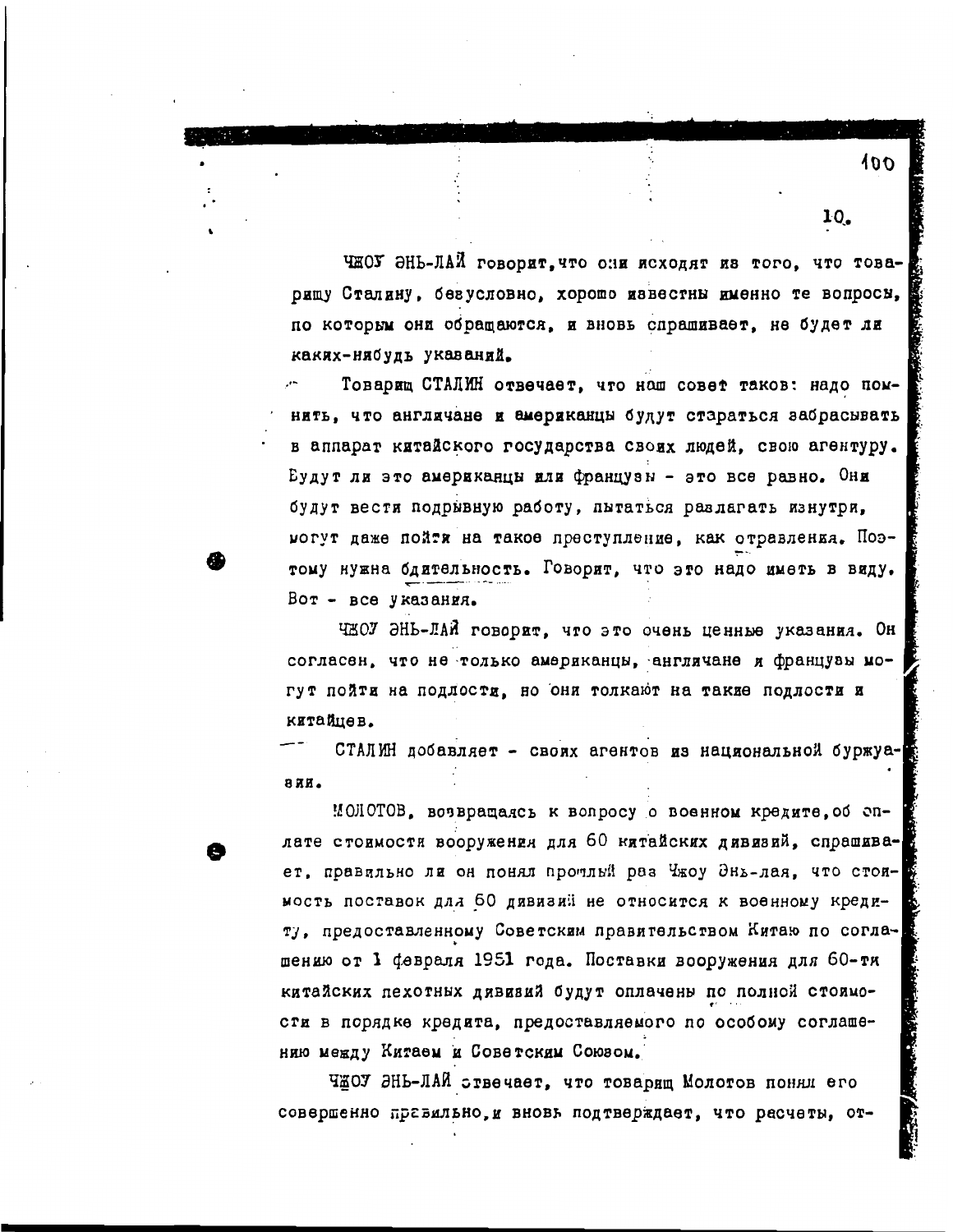ЧЖОУ ЭНЬ-ЛАЙ говорит, что они исходят из того, что товарищу Сталину, безусловно, хорошо известны именно те вопросы, по которым они обращаются, и вновь спрашивает, не будет ли каких-нибудь указаний.

Товарищ СТАЛИН отвечает, что наш совет таков: надо помнить, что англичане и американцы будут стараться забрасывать в аппарат китайского государства своих людей, свою агентуру. Будут ли это американцы или французы - это все равно. Они будут вести подрывную работу, пытаться разлагать изнутри, могут даже пойти на такое преступление, как отравления. Поэтому нужна бдительность. Говорит, что это надо иметь в виду. Вот - все указания.

ЧЖОУ ЭНЬ-ЛАЙ говорит, что это очень ценные указания. Он согласен, что не только американцы, англичане и французы могут пойти на подлости, но они толкают на такие подлости и китайцев.

СТАЛИН добавляет - своих агентов из национальной буржуазии.

МОЛОТОВ, возвращаясь к вопросу о военном кредите, об оплате стоимости вооружения для 60 китайских дивизий, спрашивает, правильно ли он понял прошлый раз Чжоу Энь-лая, что стоимость поставок для 60 дивизий не относится к военному кредиту, предоставленному Советским правительством Китаю по соглашению от 1 февраля 1951 года. Поставки вооружения для 60-ти китайских пехотных дивизий будут оплачены по полной стоимости в порядке кредита, предоставляемого по особому соглашению между Китаем и Советским Союзом.

ЧЖОУ ЭНЬ-ЛАЙ отвечает, что товарищ Молотов понял его совершенно правильно, и вновь подтверждает, что расчеты, от-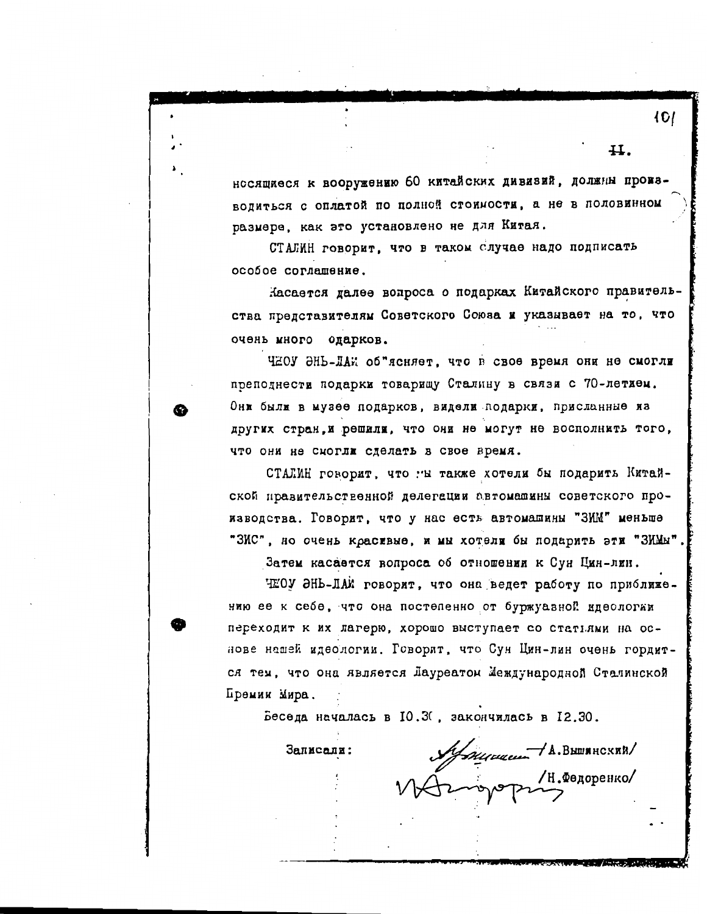носящиеся к вооружению 60 китайских дивизий, должны производиться с оплатой по полной стоимости, а не в половинном размере, как это установлено не для Китая.

СТАЛИН говорит, что в таком случае надо подписать особое соглашение.

Касается далее вопроса о подарках Китайского правительства представителям Советского Союза и указывает на то, что очень много одарков.

ЧЖОУ ЭНЬ-ЛАЙ об"ясняет, что в свое время они не смогли преподнести подарки товарищу Сталину в связи с 70-летием. Они были в музее подарков, видели подарки, присланные из других стран, и решили, что они не могут не восполнить того, что они не смогли сделать в свое время.

СТАЛИН говорит, что мы также хотели бы подарить Китайской правительственной делегации автомашины советского производства. Говорит, что у нас есть автомашины "ЗИМ" меньше "ЗИС", но очень красивые, и мы хотели бы подарить эти "ЗИМы".

Затем касается вопроса об отношении к Сун Цин-лин.

ЧЖОУ ЭНЬ-ЛАЙ говорит, что она ведет работу по приближению ее к себе, что она постепенно от буржуазной идеологии переходит к их лагерю, хорошо выступает со статьями на основе нашей идеологии. Говорит, что Сун Цин-лин очень гордится тем, что она является Лауреатом Международной Сталинской Премии Мира.

Беседа началась в 10.30, закончилась в 12.30.

Записали: /А.Вышинский/

/Н.Федоренко/